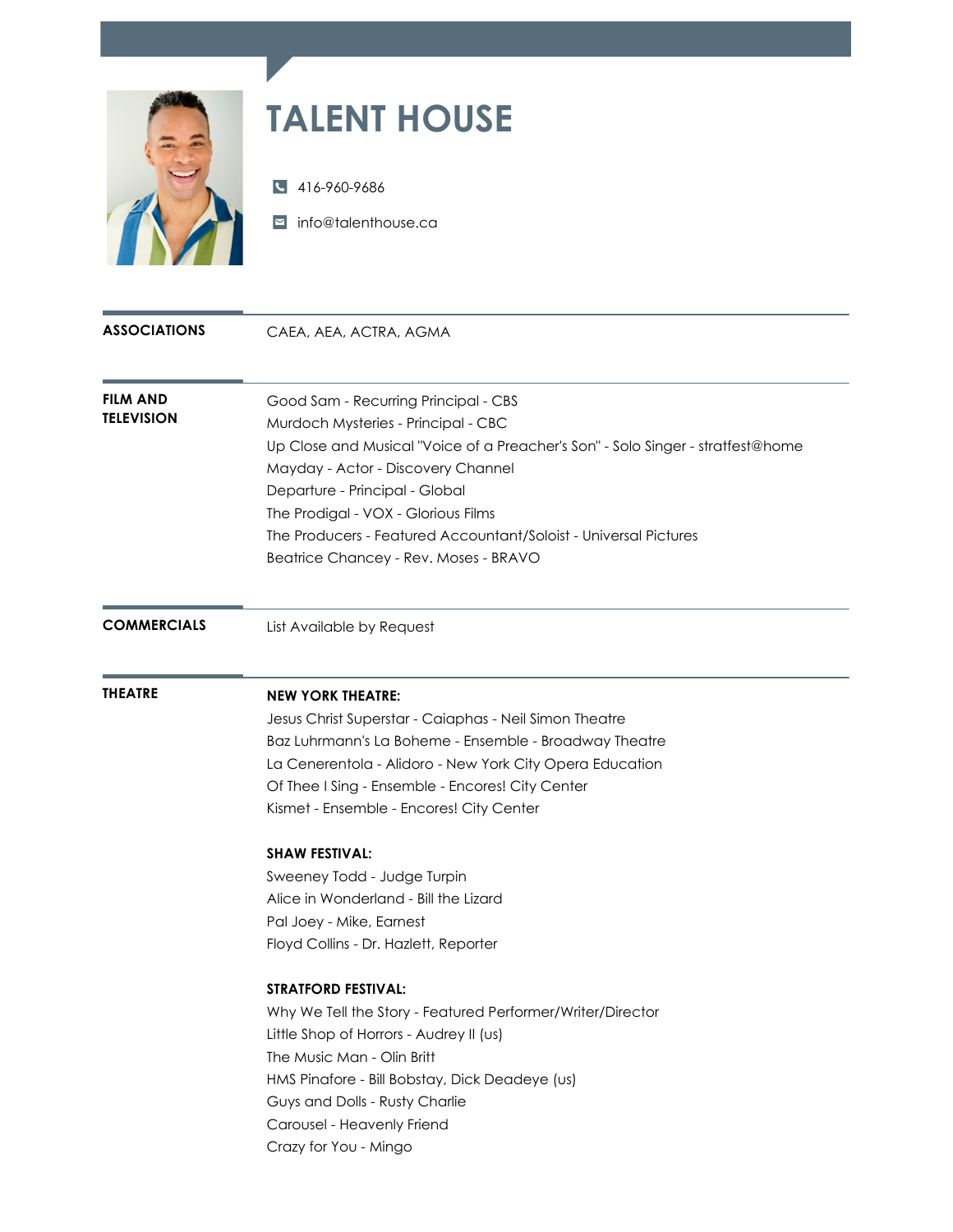# TALENT HOUSE

416-960-9686

info@talenthouse.ca

## ASSOCIATIONS

CAEA, AEA, ACTRA, AGMA

## FILM AND TELEVISION

Good Sam - Recurring Principal - CBS
Murdoch Mysteries - Principal - CBC
Up Close and Musical "Voice of a Preacher's Son" - Solo Singer - stratfest@home
Mayday - Actor - Discovery Channel
Departure - Principal - Global
The Prodigal - VOX - Glorious Films
The Producers - Featured Accountant/Soloist - Universal Pictures
Beatrice Chancey - Rev. Moses - BRAVO

## COMMERCIALS

List Available by Request

## THEATRE

**NEW YORK THEATRE:**

Jesus Christ Superstar - Caiaphas - Neil Simon Theatre
Baz Luhrmann's La Boheme - Ensemble - Broadway Theatre
La Cenerentola - Alidoro - New York City Opera Education
Of Thee I Sing - Ensemble - Encores! City Center
Kismet - Ensemble - Encores! City Center

**SHAW FESTIVAL:**

Sweeney Todd - Judge Turpin
Alice in Wonderland - Bill the Lizard
Pal Joey - Mike, Earnest
Floyd Collins - Dr. Hazlett, Reporter

**STRATFORD FESTIVAL:**

Why We Tell the Story - Featured Performer/Writer/Director
Little Shop of Horrors - Audrey II (us)
The Music Man - Olin Britt
HMS Pinafore - Bill Bobstay, Dick Deadeye (us)
Guys and Dolls - Rusty Charlie
Carousel - Heavenly Friend
Crazy for You - Mingo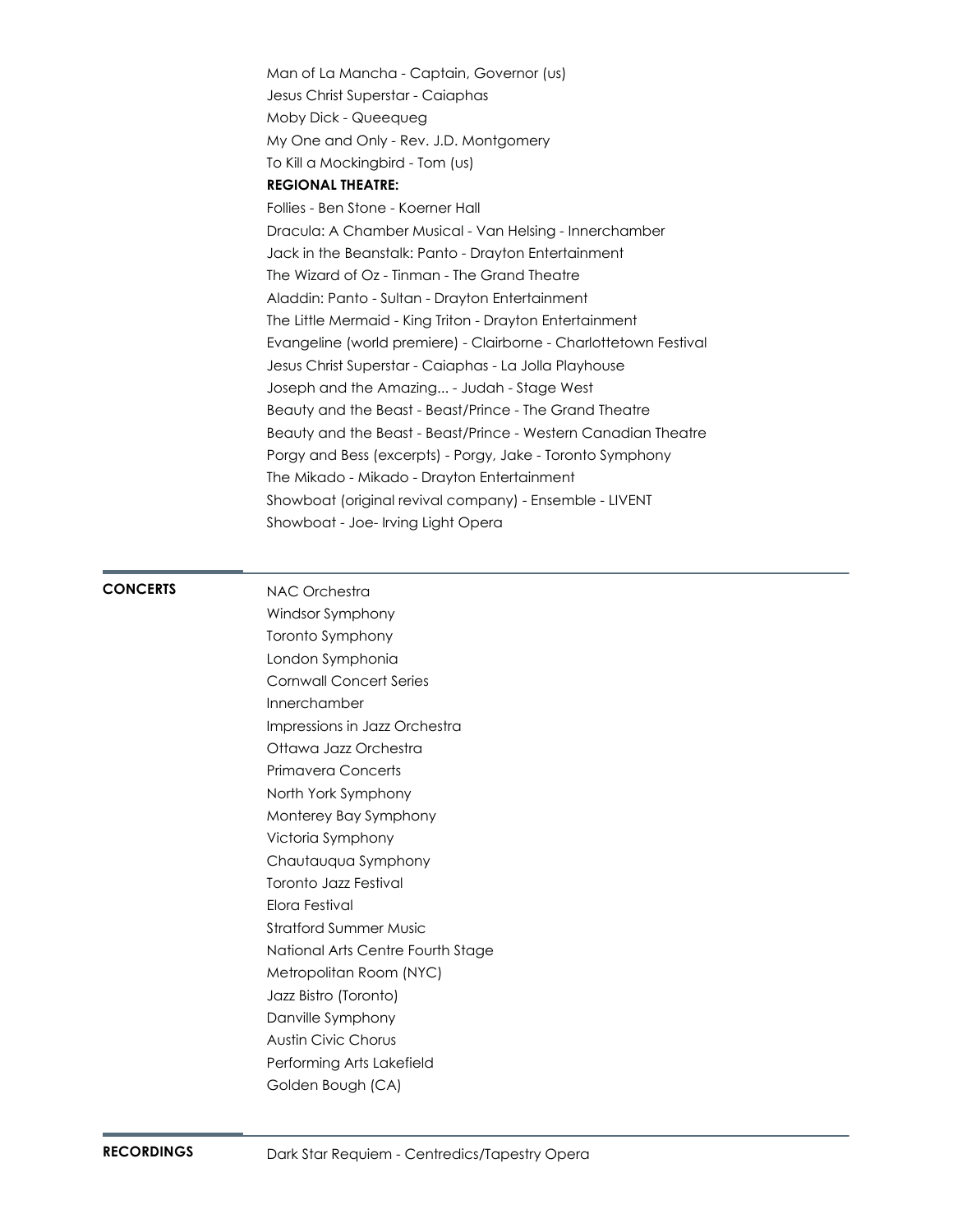Man of La Mancha - Captain, Governor (us)
Jesus Christ Superstar - Caiaphas
Moby Dick - Queequeg
My One and Only - Rev. J.D. Montgomery
To Kill a Mockingbird - Tom (us)

**REGIONAL THEATRE:**

Follies - Ben Stone - Koerner Hall
Dracula: A Chamber Musical - Van Helsing - Innerchamber
Jack in the Beanstalk: Panto - Drayton Entertainment
The Wizard of Oz - Tinman - The Grand Theatre
Aladdin: Panto - Sultan - Drayton Entertainment
The Little Mermaid - King Triton - Drayton Entertainment
Evangeline (world premiere) - Clairborne - Charlottetown Festival
Jesus Christ Superstar - Caiaphas - La Jolla Playhouse
Joseph and the Amazing... - Judah - Stage West
Beauty and the Beast - Beast/Prince - The Grand Theatre
Beauty and the Beast - Beast/Prince - Western Canadian Theatre
Porgy and Bess (excerpts) - Porgy, Jake - Toronto Symphony
The Mikado - Mikado - Drayton Entertainment
Showboat (original revival company) - Ensemble - LIVENT
Showboat - Joe- Irving Light Opera

## CONCERTS

NAC Orchestra
Windsor Symphony
Toronto Symphony
London Symphonia
Cornwall Concert Series
Innerchamber
Impressions in Jazz Orchestra
Ottawa Jazz Orchestra
Primavera Concerts
North York Symphony
Monterey Bay Symphony
Victoria Symphony
Chautauqua Symphony
Toronto Jazz Festival
Elora Festival
Stratford Summer Music
National Arts Centre Fourth Stage
Metropolitan Room (NYC)
Jazz Bistro (Toronto)
Danville Symphony
Austin Civic Chorus
Performing Arts Lakefield
Golden Bough (CA)

## RECORDINGS

Dark Star Requiem - Centredics/Tapestry Opera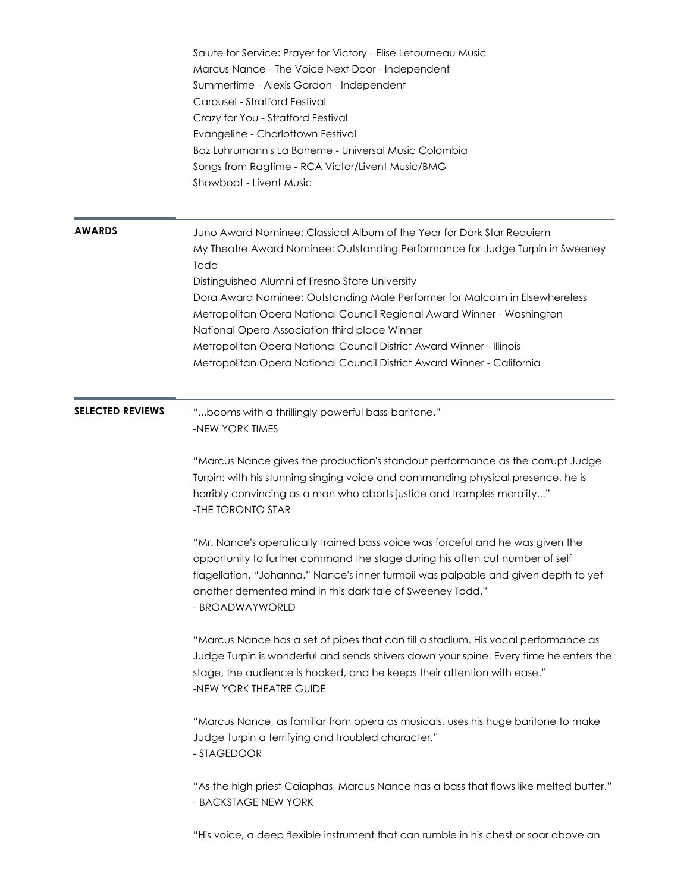Salute for Service: Prayer for Victory - Elise Letourneau Music
Marcus Nance - The Voice Next Door - Independent
Summertime - Alexis Gordon - Independent
Carousel - Stratford Festival
Crazy for You - Stratford Festival
Evangeline - Charlottown Festival
Baz Luhrumann's La Boheme - Universal Music Colombia
Songs from Ragtime - RCA Victor/Livent Music/BMG
Showboat - Livent Music

## AWARDS

Juno Award Nominee: Classical Album of the Year for Dark Star Requiem
My Theatre Award Nominee: Outstanding Performance for Judge Turpin in Sweeney Todd
Distinguished Alumni of Fresno State University
Dora Award Nominee: Outstanding Male Performer for Malcolm in Elsewhereless
Metropolitan Opera National Council Regional Award Winner - Washington
National Opera Association third place Winner
Metropolitan Opera National Council District Award Winner - Illinois
Metropolitan Opera National Council District Award Winner - California

## SELECTED REVIEWS

"...booms with a thrillingly powerful bass-baritone."
-NEW YORK TIMES

"Marcus Nance gives the production's standout performance as the corrupt Judge Turpin: with his stunning singing voice and commanding physical presence, he is horribly convincing as a man who aborts justice and tramples morality..."
-THE TORONTO STAR

"Mr. Nance's operatically trained bass voice was forceful and he was given the opportunity to further command the stage during his often cut number of self flagellation, "Johanna." Nance's inner turmoil was palpable and given depth to yet another demented mind in this dark tale of Sweeney Todd."
- BROADWAYWORLD

"Marcus Nance has a set of pipes that can fill a stadium. His vocal performance as Judge Turpin is wonderful and sends shivers down your spine. Every time he enters the stage, the audience is hooked, and he keeps their attention with ease."
-NEW YORK THEATRE GUIDE

"Marcus Nance, as familiar from opera as musicals, uses his huge baritone to make Judge Turpin a terrifying and troubled character."
- STAGEDOOR

"As the high priest Caiaphas, Marcus Nance has a bass that flows like melted butter."
- BACKSTAGE NEW YORK

"His voice, a deep flexible instrument that can rumble in his chest or soar above an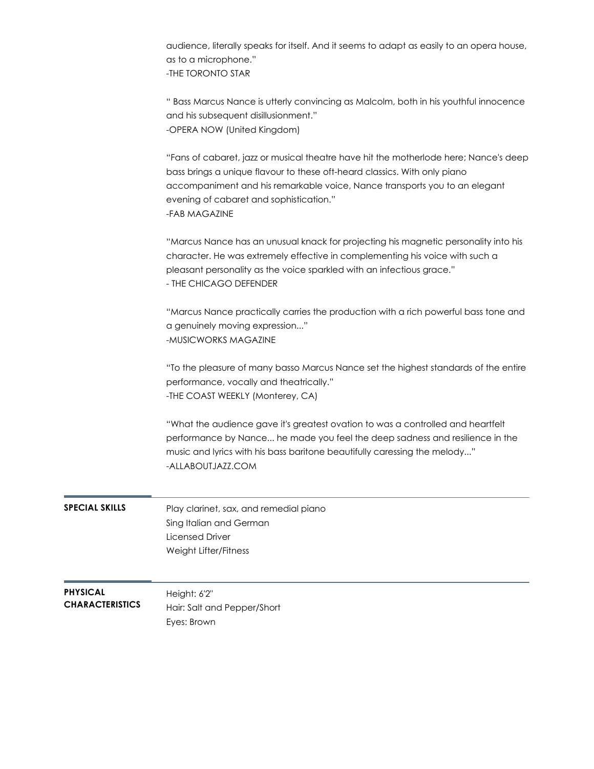audience, literally speaks for itself. And it seems to adapt as easily to an opera house, as to a microphone."
-THE TORONTO STAR

" Bass Marcus Nance is utterly convincing as Malcolm, both in his youthful innocence and his subsequent disillusionment."
-OPERA NOW (United Kingdom)

"Fans of cabaret, jazz or musical theatre have hit the motherlode here; Nance's deep bass brings a unique flavour to these oft-heard classics. With only piano accompaniment and his remarkable voice, Nance transports you to an elegant evening of cabaret and sophistication."
-FAB MAGAZINE

"Marcus Nance has an unusual knack for projecting his magnetic personality into his character. He was extremely effective in complementing his voice with such a pleasant personality as the voice sparkled with an infectious grace."
- THE CHICAGO DEFENDER

"Marcus Nance practically carries the production with a rich powerful bass tone and a genuinely moving expression..."
-MUSICWORKS MAGAZINE

"To the pleasure of many basso Marcus Nance set the highest standards of the entire performance, vocally and theatrically."
-THE COAST WEEKLY (Monterey, CA)

"What the audience gave it's greatest ovation to was a controlled and heartfelt performance by Nance... he made you feel the deep sadness and resilience in the music and lyrics with his bass baritone beautifully caressing the melody..."
-ALLABOUTJAZZ.COM

## SPECIAL SKILLS

Play clarinet, sax, and remedial piano
Sing Italian and German
Licensed Driver
Weight Lifter/Fitness

## PHYSICAL CHARACTERISTICS

Height: 6'2"
Hair: Salt and Pepper/Short
Eyes: Brown